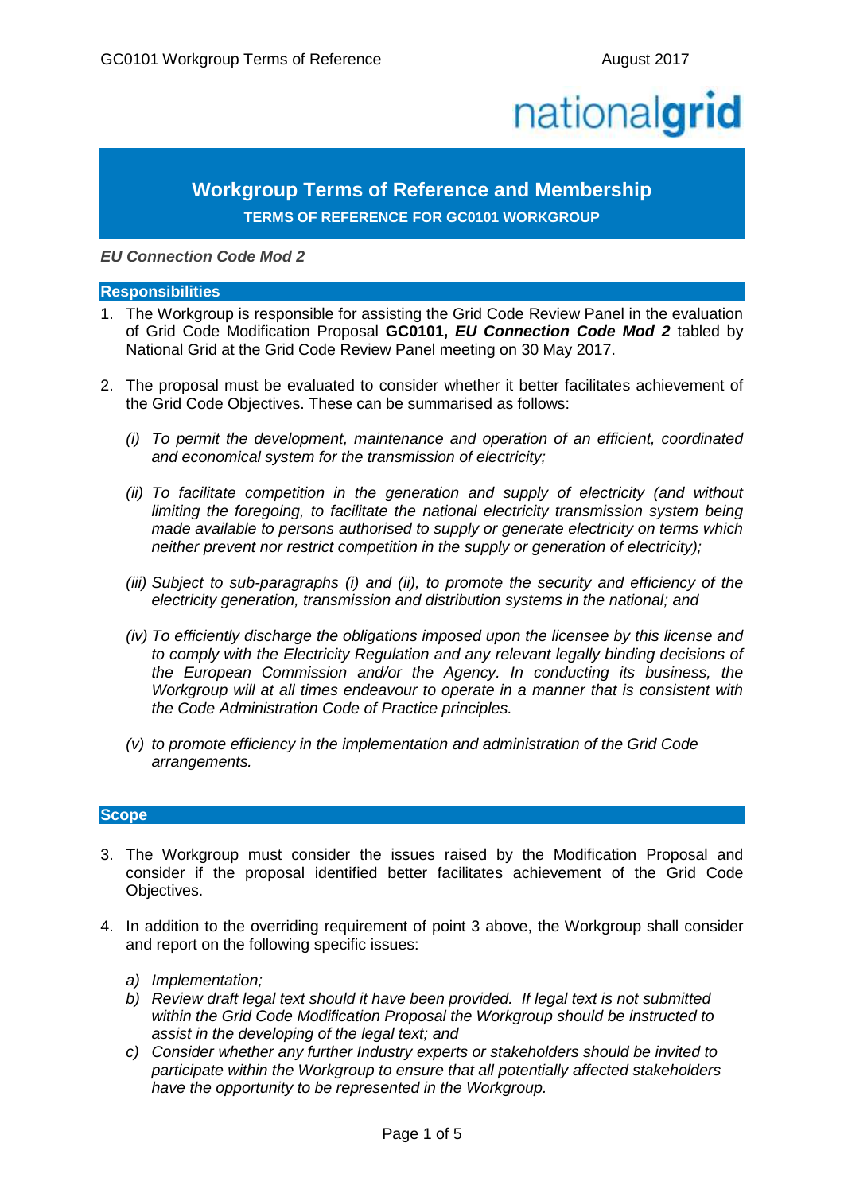# Workgroup Terms of Reference and Membership

## TERMS OF REFERENCE FOR GC0101 WORKGROUP

***EU Connection Code Mod 2***

## Responsibilities

1. The Workgroup is responsible for assisting the Grid Code Review Panel in the evaluation of Grid Code Modification Proposal **GC0101, *EU Connection Code Mod 2*** tabled by National Grid at the Grid Code Review Panel meeting on 30 May 2017.

2. The proposal must be evaluated to consider whether it better facilitates achievement of the Grid Code Objectives. These can be summarised as follows:

   *(i) To permit the development, maintenance and operation of an efficient, coordinated and economical system for the transmission of electricity;*

   *(ii) To facilitate competition in the generation and supply of electricity (and without limiting the foregoing, to facilitate the national electricity transmission system being made available to persons authorised to supply or generate electricity on terms which neither prevent nor restrict competition in the supply or generation of electricity);*

   *(iii) Subject to sub-paragraphs (i) and (ii), to promote the security and efficiency of the electricity generation, transmission and distribution systems in the national; and*

   *(iv) To efficiently discharge the obligations imposed upon the licensee by this license and to comply with the Electricity Regulation and any relevant legally binding decisions of the European Commission and/or the Agency. In conducting its business, the Workgroup will at all times endeavour to operate in a manner that is consistent with the Code Administration Code of Practice principles.*

   *(v) to promote efficiency in the implementation and administration of the Grid Code arrangements.*

## Scope

3. The Workgroup must consider the issues raised by the Modification Proposal and consider if the proposal identified better facilitates achievement of the Grid Code Objectives.

4. In addition to the overriding requirement of point 3 above, the Workgroup shall consider and report on the following specific issues:

   *a) Implementation;*
   
   *b) Review draft legal text should it have been provided. If legal text is not submitted within the Grid Code Modification Proposal the Workgroup should be instructed to assist in the developing of the legal text; and*
   
   *c) Consider whether any further Industry experts or stakeholders should be invited to participate within the Workgroup to ensure that all potentially affected stakeholders have the opportunity to be represented in the Workgroup.*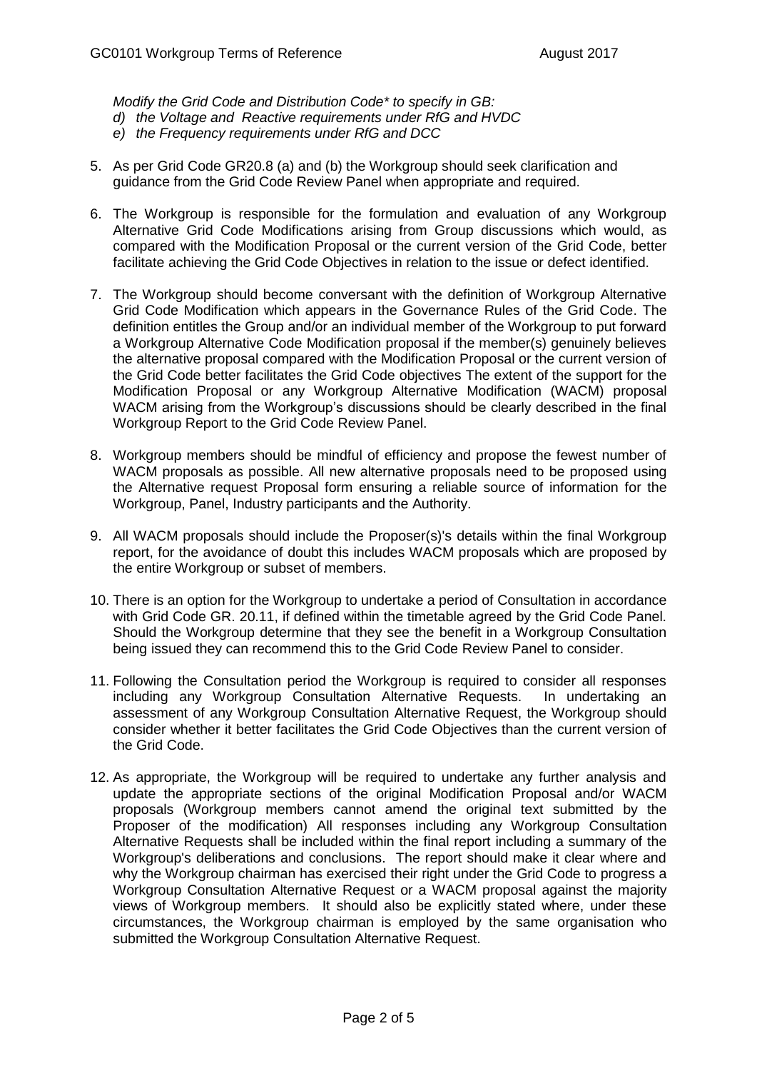*Modify the Grid Code and Distribution Code\* to specify in GB:*

*d) the Voltage and Reactive requirements under RfG and HVDC*

*e) the Frequency requirements under RfG and DCC*

5. As per Grid Code GR20.8 (a) and (b) the Workgroup should seek clarification and guidance from the Grid Code Review Panel when appropriate and required.

6. The Workgroup is responsible for the formulation and evaluation of any Workgroup Alternative Grid Code Modifications arising from Group discussions which would, as compared with the Modification Proposal or the current version of the Grid Code, better facilitate achieving the Grid Code Objectives in relation to the issue or defect identified.

7. The Workgroup should become conversant with the definition of Workgroup Alternative Grid Code Modification which appears in the Governance Rules of the Grid Code. The definition entitles the Group and/or an individual member of the Workgroup to put forward a Workgroup Alternative Code Modification proposal if the member(s) genuinely believes the alternative proposal compared with the Modification Proposal or the current version of the Grid Code better facilitates the Grid Code objectives The extent of the support for the Modification Proposal or any Workgroup Alternative Modification (WACM) proposal WACM arising from the Workgroup's discussions should be clearly described in the final Workgroup Report to the Grid Code Review Panel.

8. Workgroup members should be mindful of efficiency and propose the fewest number of WACM proposals as possible. All new alternative proposals need to be proposed using the Alternative request Proposal form ensuring a reliable source of information for the Workgroup, Panel, Industry participants and the Authority.

9. All WACM proposals should include the Proposer(s)'s details within the final Workgroup report, for the avoidance of doubt this includes WACM proposals which are proposed by the entire Workgroup or subset of members.

10. There is an option for the Workgroup to undertake a period of Consultation in accordance with Grid Code GR. 20.11, if defined within the timetable agreed by the Grid Code Panel. Should the Workgroup determine that they see the benefit in a Workgroup Consultation being issued they can recommend this to the Grid Code Review Panel to consider.

11. Following the Consultation period the Workgroup is required to consider all responses including any Workgroup Consultation Alternative Requests. In undertaking an assessment of any Workgroup Consultation Alternative Request, the Workgroup should consider whether it better facilitates the Grid Code Objectives than the current version of the Grid Code.

12. As appropriate, the Workgroup will be required to undertake any further analysis and update the appropriate sections of the original Modification Proposal and/or WACM proposals (Workgroup members cannot amend the original text submitted by the Proposer of the modification) All responses including any Workgroup Consultation Alternative Requests shall be included within the final report including a summary of the Workgroup's deliberations and conclusions. The report should make it clear where and why the Workgroup chairman has exercised their right under the Grid Code to progress a Workgroup Consultation Alternative Request or a WACM proposal against the majority views of Workgroup members. It should also be explicitly stated where, under these circumstances, the Workgroup chairman is employed by the same organisation who submitted the Workgroup Consultation Alternative Request.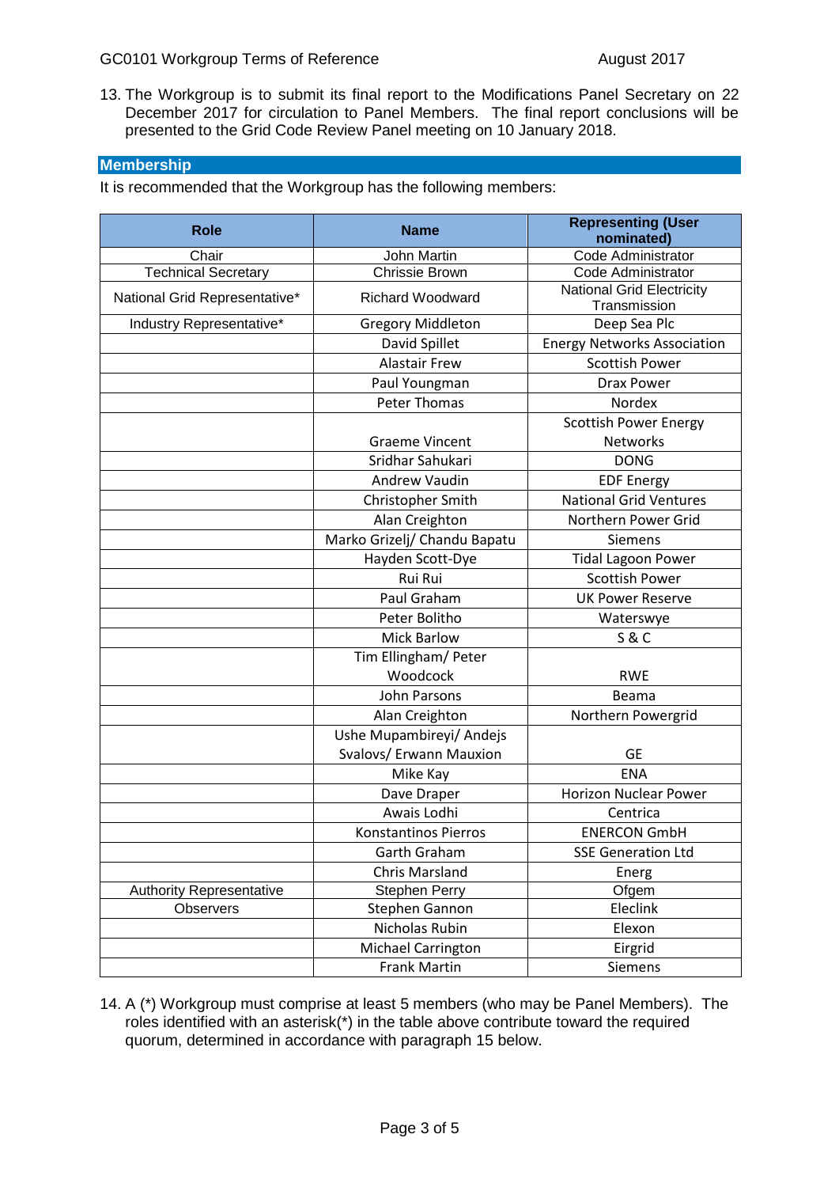13. The Workgroup is to submit its final report to the Modifications Panel Secretary on 22 December 2017 for circulation to Panel Members. The final report conclusions will be presented to the Grid Code Review Panel meeting on 10 January 2018.

## Membership

It is recommended that the Workgroup has the following members:

| Role | Name | Representing (User nominated) |
|---|---|---|
| Chair | John Martin | Code Administrator |
| Technical Secretary | Chrissie Brown | Code Administrator |
| National Grid Representative* | Richard Woodward | National Grid Electricity Transmission |
| Industry Representative* | Gregory Middleton | Deep Sea Plc |
| | David Spillet | Energy Networks Association |
| | Alastair Frew | Scottish Power |
| | Paul Youngman | Drax Power |
| | Peter Thomas | Nordex |
| | Graeme Vincent | Scottish Power Energy Networks |
| | Sridhar Sahukari | DONG |
| | Andrew Vaudin | EDF Energy |
| | Christopher Smith | National Grid Ventures |
| | Alan Creighton | Northern Power Grid |
| | Marko Grizelj/ Chandu Bapatu | Siemens |
| | Hayden Scott-Dye | Tidal Lagoon Power |
| | Rui Rui | Scottish Power |
| | Paul Graham | UK Power Reserve |
| | Peter Bolitho | Waterswye |
| | Mick Barlow | S & C |
| | Tim Ellingham/ Peter Woodcock | RWE |
| | John Parsons | Beama |
| | Alan Creighton | Northern Powergrid |
| | Ushe Mupambireyi/ Andejs Svalovs/ Erwann Mauxion | GE |
| | Mike Kay | ENA |
| | Dave Draper | Horizon Nuclear Power |
| | Awais Lodhi | Centrica |
| | Konstantinos Pierros | ENERCON GmbH |
| | Garth Graham | SSE Generation Ltd |
| | Chris Marsland | Energ |
| Authority Representative | Stephen Perry | Ofgem |
| Observers | Stephen Gannon | Eleclink |
| | Nicholas Rubin | Elexon |
| | Michael Carrington | Eirgrid |
| | Frank Martin | Siemens |

14. A (*) Workgroup must comprise at least 5 members (who may be Panel Members). The roles identified with an asterisk(*) in the table above contribute toward the required quorum, determined in accordance with paragraph 15 below.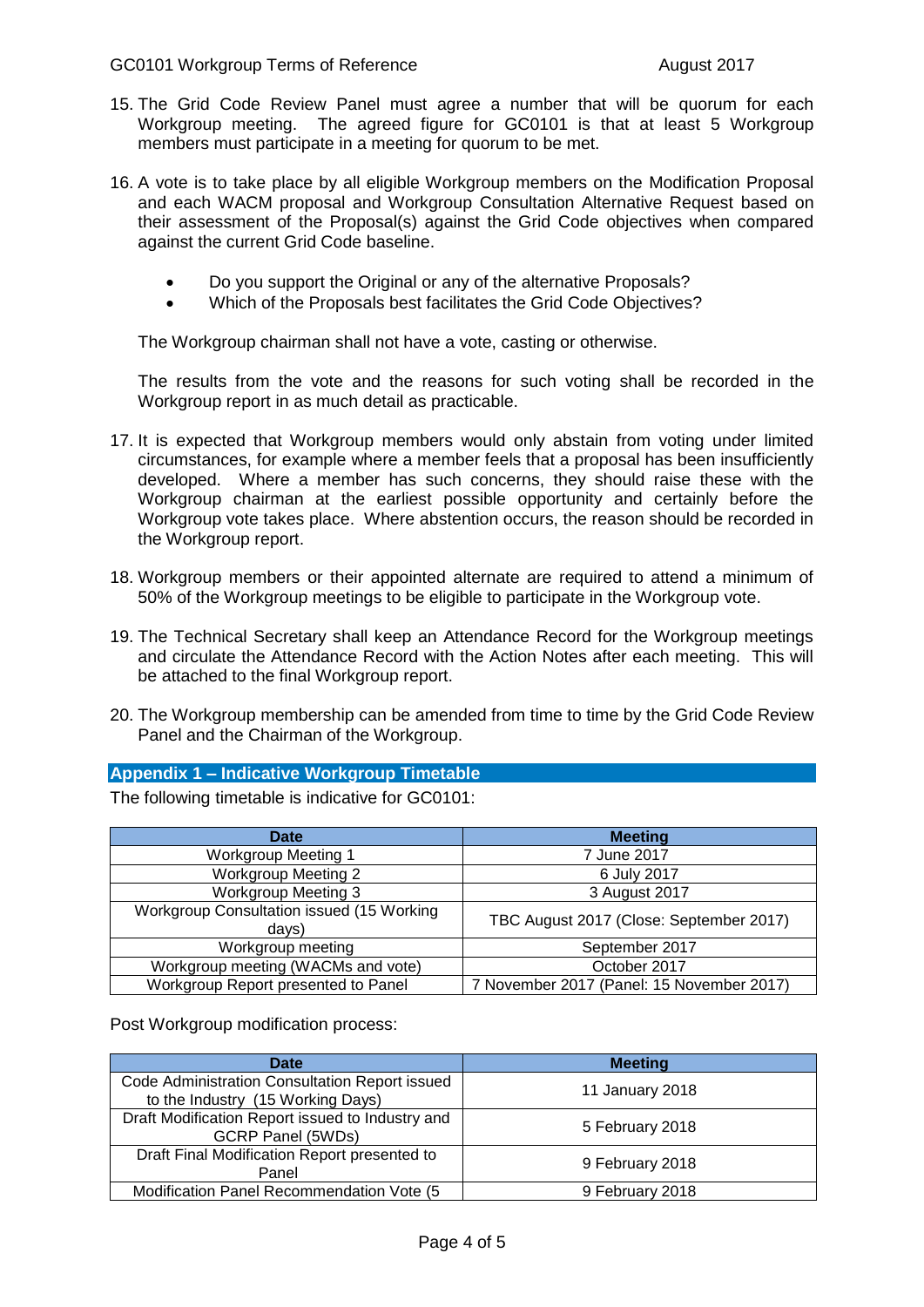15. The Grid Code Review Panel must agree a number that will be quorum for each Workgroup meeting. The agreed figure for GC0101 is that at least 5 Workgroup members must participate in a meeting for quorum to be met.

16. A vote is to take place by all eligible Workgroup members on the Modification Proposal and each WACM proposal and Workgroup Consultation Alternative Request based on their assessment of the Proposal(s) against the Grid Code objectives when compared against the current Grid Code baseline.

    - Do you support the Original or any of the alternative Proposals?
    - Which of the Proposals best facilitates the Grid Code Objectives?

    The Workgroup chairman shall not have a vote, casting or otherwise.

    The results from the vote and the reasons for such voting shall be recorded in the Workgroup report in as much detail as practicable.

17. It is expected that Workgroup members would only abstain from voting under limited circumstances, for example where a member feels that a proposal has been insufficiently developed. Where a member has such concerns, they should raise these with the Workgroup chairman at the earliest possible opportunity and certainly before the Workgroup vote takes place. Where abstention occurs, the reason should be recorded in the Workgroup report.

18. Workgroup members or their appointed alternate are required to attend a minimum of 50% of the Workgroup meetings to be eligible to participate in the Workgroup vote.

19. The Technical Secretary shall keep an Attendance Record for the Workgroup meetings and circulate the Attendance Record with the Action Notes after each meeting. This will be attached to the final Workgroup report.

20. The Workgroup membership can be amended from time to time by the Grid Code Review Panel and the Chairman of the Workgroup.

## Appendix 1 – Indicative Workgroup Timetable

The following timetable is indicative for GC0101:

| Date | Meeting |
|---|---|
| Workgroup Meeting 1 | 7 June 2017 |
| Workgroup Meeting 2 | 6 July 2017 |
| Workgroup Meeting 3 | 3 August 2017 |
| Workgroup Consultation issued (15 Working days) | TBC August 2017 (Close: September 2017) |
| Workgroup meeting | September 2017 |
| Workgroup meeting (WACMs and vote) | October 2017 |
| Workgroup Report presented to Panel | 7 November 2017 (Panel: 15 November 2017) |

Post Workgroup modification process:

| Date | Meeting |
|---|---|
| Code Administration Consultation Report issued to the Industry (15 Working Days) | 11 January 2018 |
| Draft Modification Report issued to Industry and GCRP Panel (5WDs) | 5 February 2018 |
| Draft Final Modification Report presented to Panel | 9 February 2018 |
| Modification Panel Recommendation Vote (5 | 9 February 2018 |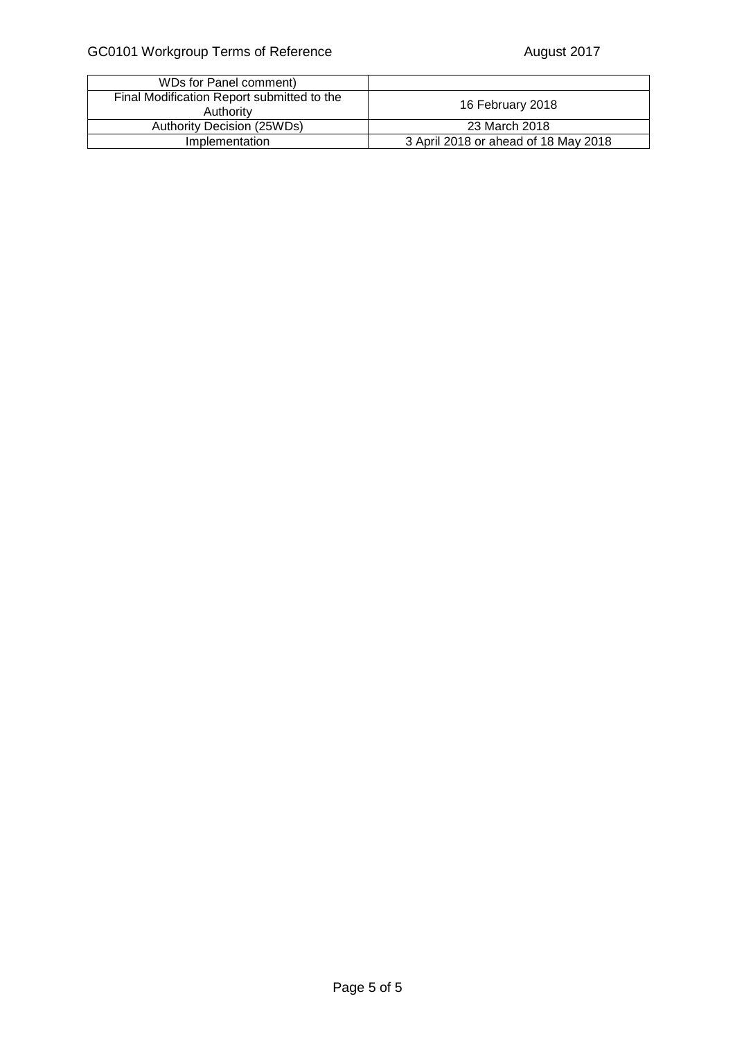| | |
|---|---|
| WDs for Panel comment) | |
| Final Modification Report submitted to the Authority | 16 February 2018 |
| Authority Decision (25WDs) | 23 March 2018 |
| Implementation | 3 April 2018 or ahead of 18 May 2018 |